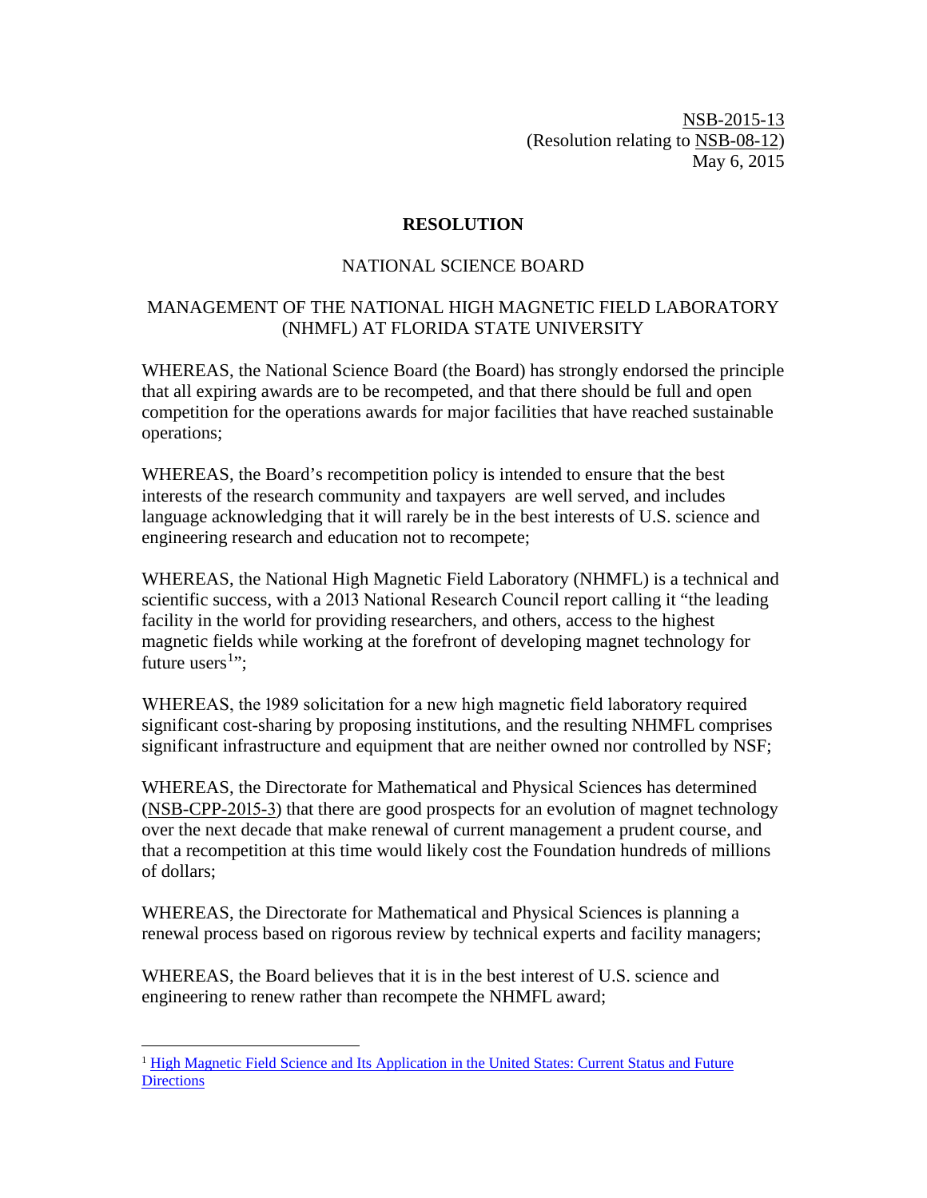NSB-2015-13
(Resolution relating to NSB-08-12)
May 6, 2015

**RESOLUTION**

NATIONAL SCIENCE BOARD

MANAGEMENT OF THE NATIONAL HIGH MAGNETIC FIELD LABORATORY (NHMFL) AT FLORIDA STATE UNIVERSITY

WHEREAS, the National Science Board (the Board) has strongly endorsed the principle that all expiring awards are to be recompeted, and that there should be full and open competition for the operations awards for major facilities that have reached sustainable operations;

WHEREAS, the Board's recompetition policy is intended to ensure that the best interests of the research community and taxpayers are well served, and includes language acknowledging that it will rarely be in the best interests of U.S. science and engineering research and education not to recompete;

WHEREAS, the National High Magnetic Field Laboratory (NHMFL) is a technical and scientific success, with a 2013 National Research Council report calling it "the leading facility in the world for providing researchers, and others, access to the highest magnetic fields while working at the forefront of developing magnet technology for future users[1]";

WHEREAS, the 1989 solicitation for a new high magnetic field laboratory required significant cost-sharing by proposing institutions, and the resulting NHMFL comprises significant infrastructure and equipment that are neither owned nor controlled by NSF;

WHEREAS, the Directorate for Mathematical and Physical Sciences has determined (NSB-CPP-2015-3) that there are good prospects for an evolution of magnet technology over the next decade that make renewal of current management a prudent course, and that a recompetition at this time would likely cost the Foundation hundreds of millions of dollars;

WHEREAS, the Directorate for Mathematical and Physical Sciences is planning a renewal process based on rigorous review by technical experts and facility managers;

WHEREAS, the Board believes that it is in the best interest of U.S. science and engineering to renew rather than recompete the NHMFL award;

[1] High Magnetic Field Science and Its Application in the United States: Current Status and Future Directions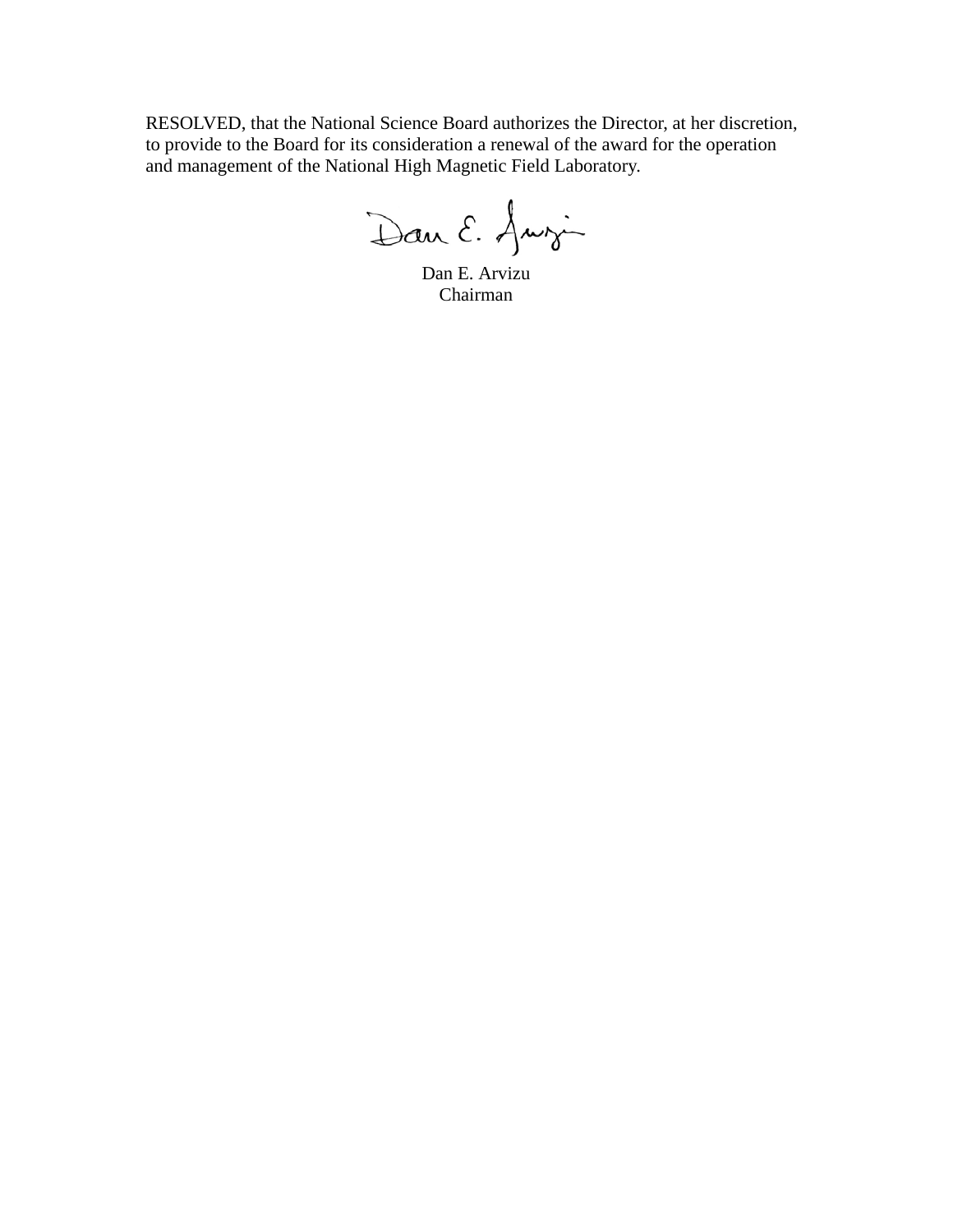RESOLVED, that the National Science Board authorizes the Director, at her discretion, to provide to the Board for its consideration a renewal of the award for the operation and management of the National High Magnetic Field Laboratory.

Dan E. Arvizu
Chairman